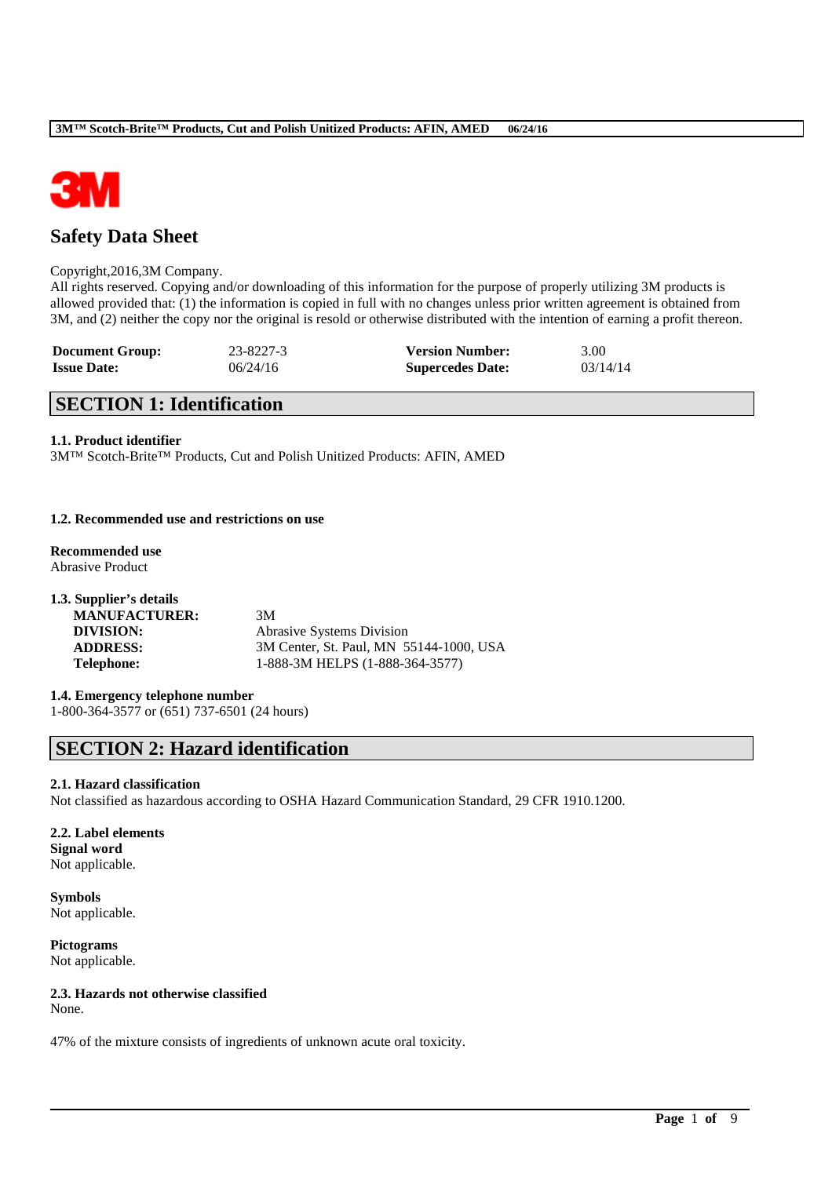# Safety Data Sheet

Copyright,2016,3M Company.
All rights reserved. Copying and/or downloading of this information for the purpose of properly utilizing 3M products is allowed provided that: (1) the information is copied in full with no changes unless prior written agreement is obtained from 3M, and (2) neither the copy nor the original is resold or otherwise distributed with the intention of earning a profit thereon.

| | | | |
|---|---|---|---|
| **Document Group:** | 23-8227-3 | **Version Number:** | 3.00 |
| **Issue Date:** | 06/24/16 | **Supercedes Date:** | 03/14/14 |

## SECTION 1: Identification

### 1.1. Product identifier

3M™ Scotch-Brite™ Products, Cut and Polish Unitized Products: AFIN, AMED

### 1.2. Recommended use and restrictions on use

**Recommended use**
Abrasive Product

### 1.3. Supplier's details

| | |
|---|---|
| **MANUFACTURER:** | 3M |
| **DIVISION:** | Abrasive Systems Division |
| **ADDRESS:** | 3M Center, St. Paul, MN 55144-1000, USA |
| **Telephone:** | 1-888-3M HELPS (1-888-364-3577) |

### 1.4. Emergency telephone number

1-800-364-3577 or (651) 737-6501 (24 hours)

## SECTION 2: Hazard identification

### 2.1. Hazard classification

Not classified as hazardous according to OSHA Hazard Communication Standard, 29 CFR 1910.1200.

### 2.2. Label elements

**Signal word**
Not applicable.

**Symbols**
Not applicable.

**Pictograms**
Not applicable.

### 2.3. Hazards not otherwise classified

None.

47% of the mixture consists of ingredients of unknown acute oral toxicity.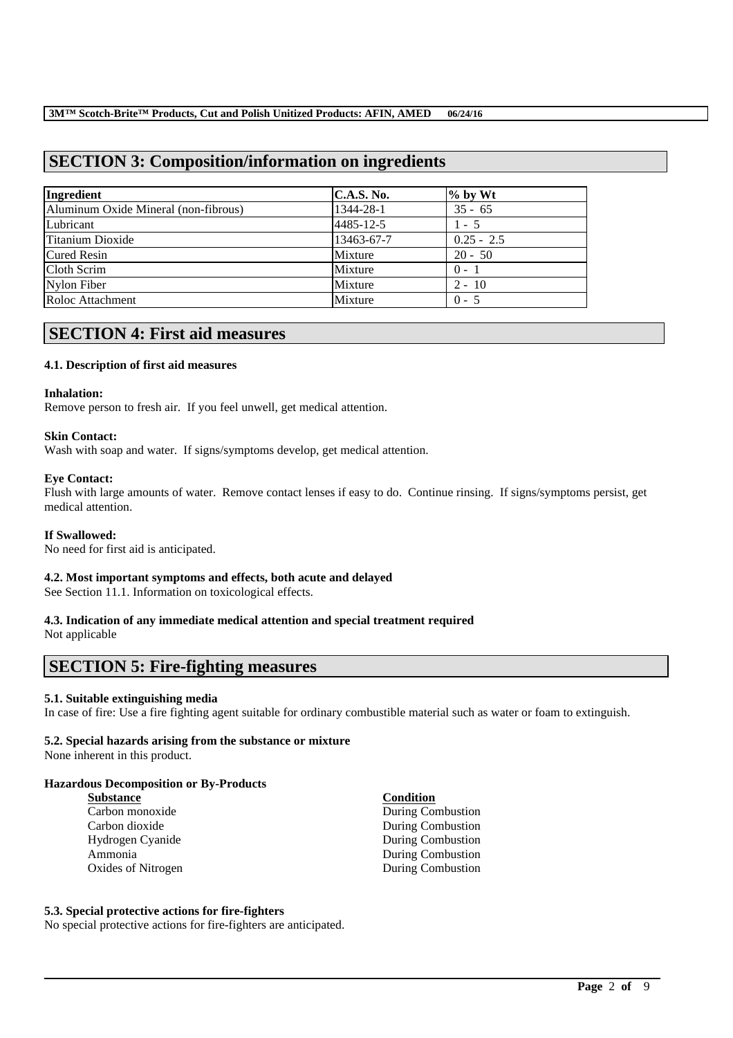## SECTION 3: Composition/information on ingredients

| Ingredient | C.A.S. No. | % by Wt |
|---|---|---|
| Aluminum Oxide Mineral (non-fibrous) | 1344-28-1 | 35 - 65 |
| Lubricant | 4485-12-5 | 1 - 5 |
| Titanium Dioxide | 13463-67-7 | 0.25 - 2.5 |
| Cured Resin | Mixture | 20 - 50 |
| Cloth Scrim | Mixture | 0 - 1 |
| Nylon Fiber | Mixture | 2 - 10 |
| Roloc Attachment | Mixture | 0 - 5 |

## SECTION 4: First aid measures

### 4.1. Description of first aid measures

**Inhalation:**
Remove person to fresh air. If you feel unwell, get medical attention.

**Skin Contact:**
Wash with soap and water. If signs/symptoms develop, get medical attention.

**Eye Contact:**
Flush with large amounts of water. Remove contact lenses if easy to do. Continue rinsing. If signs/symptoms persist, get medical attention.

**If Swallowed:**
No need for first aid is anticipated.

### 4.2. Most important symptoms and effects, both acute and delayed
See Section 11.1. Information on toxicological effects.

### 4.3. Indication of any immediate medical attention and special treatment required
Not applicable

## SECTION 5: Fire-fighting measures

### 5.1. Suitable extinguishing media
In case of fire: Use a fire fighting agent suitable for ordinary combustible material such as water or foam to extinguish.

### 5.2. Special hazards arising from the substance or mixture
None inherent in this product.

**Hazardous Decomposition or By-Products**

| Substance | Condition |
|---|---|
| Carbon monoxide | During Combustion |
| Carbon dioxide | During Combustion |
| Hydrogen Cyanide | During Combustion |
| Ammonia | During Combustion |
| Oxides of Nitrogen | During Combustion |

### 5.3. Special protective actions for fire-fighters
No special protective actions for fire-fighters are anticipated.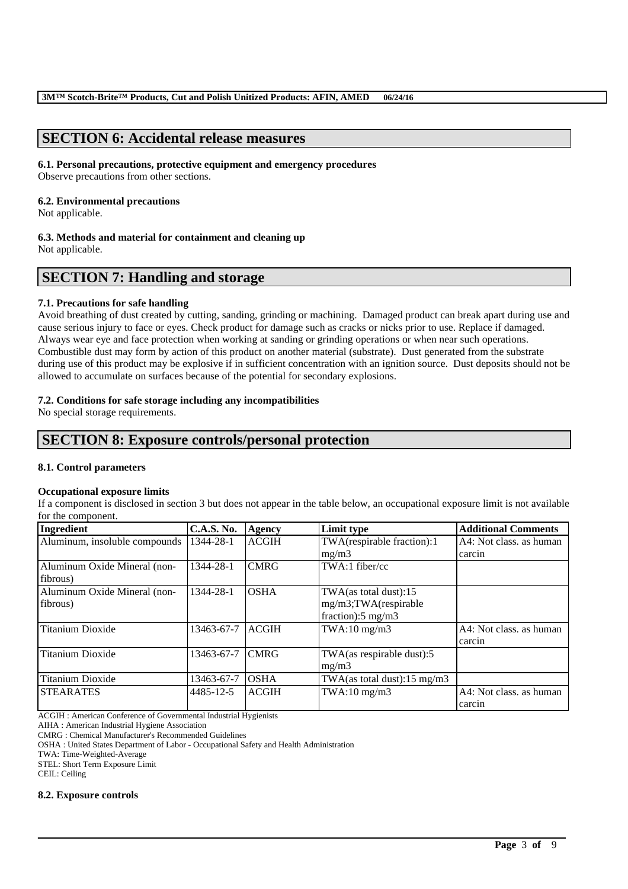## SECTION 6: Accidental release measures

### 6.1. Personal precautions, protective equipment and emergency procedures

Observe precautions from other sections.

### 6.2. Environmental precautions

Not applicable.

### 6.3. Methods and material for containment and cleaning up

Not applicable.

## SECTION 7: Handling and storage

### 7.1. Precautions for safe handling

Avoid breathing of dust created by cutting, sanding, grinding or machining. Damaged product can break apart during use and cause serious injury to face or eyes. Check product for damage such as cracks or nicks prior to use. Replace if damaged. Always wear eye and face protection when working at sanding or grinding operations or when near such operations. Combustible dust may form by action of this product on another material (substrate). Dust generated from the substrate during use of this product may be explosive if in sufficient concentration with an ignition source. Dust deposits should not be allowed to accumulate on surfaces because of the potential for secondary explosions.

### 7.2. Conditions for safe storage including any incompatibilities

No special storage requirements.

## SECTION 8: Exposure controls/personal protection

### 8.1. Control parameters

**Occupational exposure limits**

If a component is disclosed in section 3 but does not appear in the table below, an occupational exposure limit is not available for the component.

| Ingredient | C.A.S. No. | Agency | Limit type | Additional Comments |
|---|---|---|---|---|
| Aluminum, insoluble compounds | 1344-28-1 | ACGIH | TWA(respirable fraction):1 mg/m3 | A4: Not class. as human carcin |
| Aluminum Oxide Mineral (non-fibrous) | 1344-28-1 | CMRG | TWA:1 fiber/cc | |
| Aluminum Oxide Mineral (non-fibrous) | 1344-28-1 | OSHA | TWA(as total dust):15 mg/m3;TWA(respirable fraction):5 mg/m3 | |
| Titanium Dioxide | 13463-67-7 | ACGIH | TWA:10 mg/m3 | A4: Not class. as human carcin |
| Titanium Dioxide | 13463-67-7 | CMRG | TWA(as respirable dust):5 mg/m3 | |
| Titanium Dioxide | 13463-67-7 | OSHA | TWA(as total dust):15 mg/m3 | |
| STEARATES | 4485-12-5 | ACGIH | TWA:10 mg/m3 | A4: Not class. as human carcin |

ACGIH : American Conference of Governmental Industrial Hygienists
AIHA : American Industrial Hygiene Association
CMRG : Chemical Manufacturer's Recommended Guidelines
OSHA : United States Department of Labor - Occupational Safety and Health Administration
TWA: Time-Weighted-Average
STEL: Short Term Exposure Limit
CEIL: Ceiling

### 8.2. Exposure controls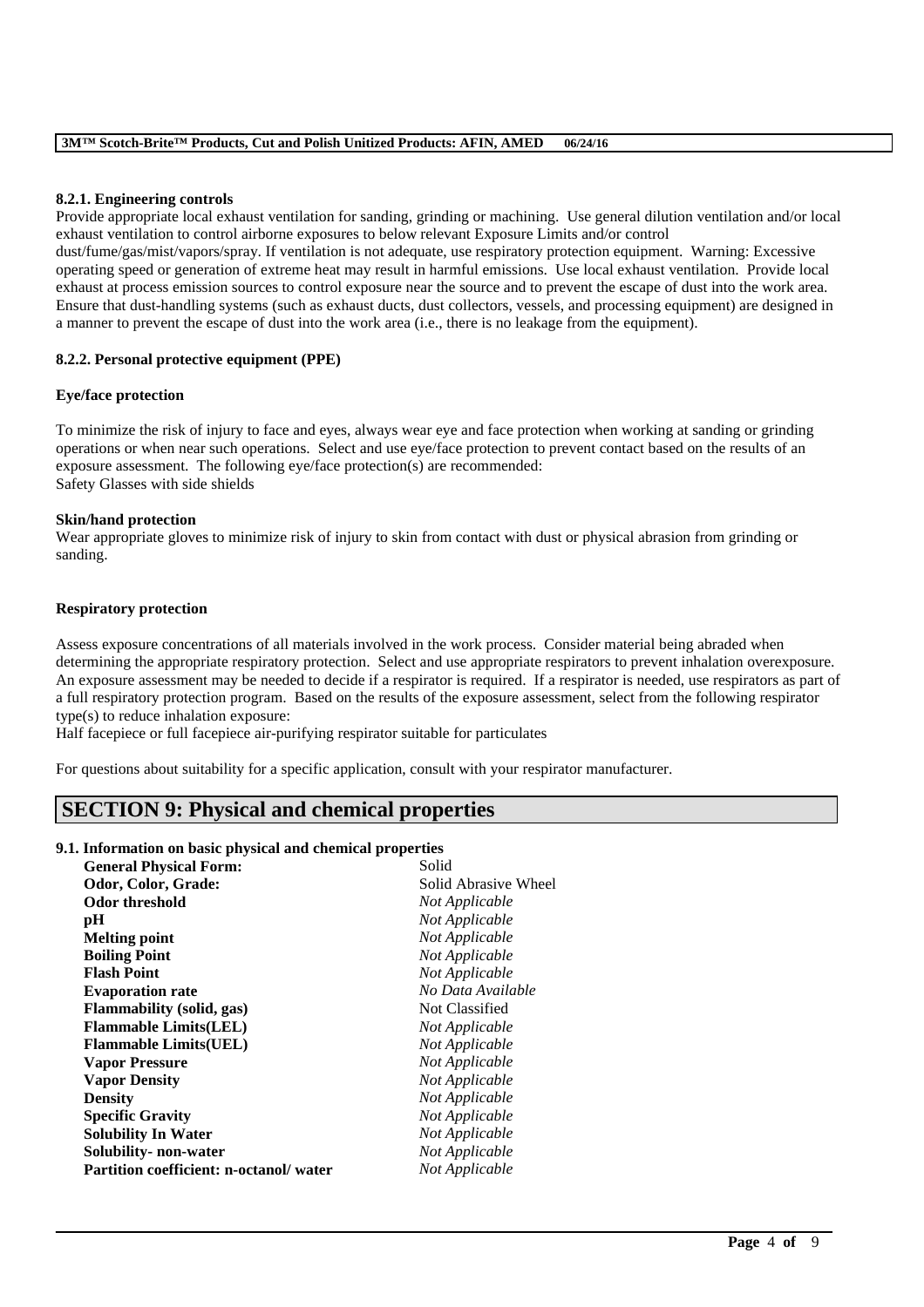#### 8.2.1. Engineering controls

Provide appropriate local exhaust ventilation for sanding, grinding or machining. Use general dilution ventilation and/or local exhaust ventilation to control airborne exposures to below relevant Exposure Limits and/or control dust/fume/gas/mist/vapors/spray. If ventilation is not adequate, use respiratory protection equipment. Warning: Excessive operating speed or generation of extreme heat may result in harmful emissions. Use local exhaust ventilation. Provide local exhaust at process emission sources to control exposure near the source and to prevent the escape of dust into the work area. Ensure that dust-handling systems (such as exhaust ducts, dust collectors, vessels, and processing equipment) are designed in a manner to prevent the escape of dust into the work area (i.e., there is no leakage from the equipment).

#### 8.2.2. Personal protective equipment (PPE)

**Eye/face protection**

To minimize the risk of injury to face and eyes, always wear eye and face protection when working at sanding or grinding operations or when near such operations. Select and use eye/face protection to prevent contact based on the results of an exposure assessment. The following eye/face protection(s) are recommended:
Safety Glasses with side shields

**Skin/hand protection**

Wear appropriate gloves to minimize risk of injury to skin from contact with dust or physical abrasion from grinding or sanding.

**Respiratory protection**

Assess exposure concentrations of all materials involved in the work process. Consider material being abraded when determining the appropriate respiratory protection. Select and use appropriate respirators to prevent inhalation overexposure. An exposure assessment may be needed to decide if a respirator is required. If a respirator is needed, use respirators as part of a full respiratory protection program. Based on the results of the exposure assessment, select from the following respirator type(s) to reduce inhalation exposure:
Half facepiece or full facepiece air-purifying respirator suitable for particulates

For questions about suitability for a specific application, consult with your respirator manufacturer.

## SECTION 9: Physical and chemical properties

#### 9.1. Information on basic physical and chemical properties

| Property | Value |
|---|---|
| **General Physical Form:** | Solid |
| **Odor, Color, Grade:** | Solid Abrasive Wheel |
| **Odor threshold** | *Not Applicable* |
| **pH** | *Not Applicable* |
| **Melting point** | *Not Applicable* |
| **Boiling Point** | *Not Applicable* |
| **Flash Point** | *Not Applicable* |
| **Evaporation rate** | *No Data Available* |
| **Flammability (solid, gas)** | Not Classified |
| **Flammable Limits(LEL)** | *Not Applicable* |
| **Flammable Limits(UEL)** | *Not Applicable* |
| **Vapor Pressure** | *Not Applicable* |
| **Vapor Density** | *Not Applicable* |
| **Density** | *Not Applicable* |
| **Specific Gravity** | *Not Applicable* |
| **Solubility In Water** | *Not Applicable* |
| **Solubility- non-water** | *Not Applicable* |
| **Partition coefficient: n-octanol/ water** | *Not Applicable* |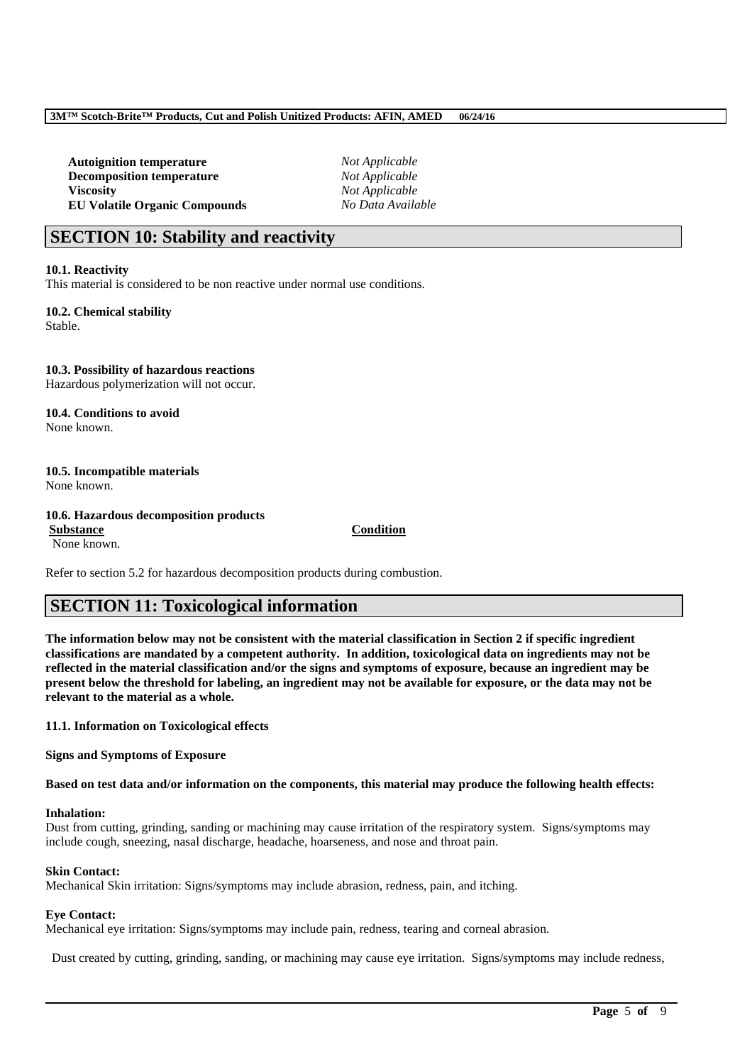| | |
|---|---|
| **Autoignition temperature** | *Not Applicable* |
| **Decomposition temperature** | *Not Applicable* |
| **Viscosity** | *Not Applicable* |
| **EU Volatile Organic Compounds** | *No Data Available* |

## SECTION 10: Stability and reactivity

**10.1. Reactivity**
This material is considered to be non reactive under normal use conditions.

**10.2. Chemical stability**
Stable.

**10.3. Possibility of hazardous reactions**
Hazardous polymerization will not occur.

**10.4. Conditions to avoid**
None known.

**10.5. Incompatible materials**
None known.

**10.6. Hazardous decomposition products**

| Substance | Condition |
|---|---|
| None known. | |

Refer to section 5.2 for hazardous decomposition products during combustion.

## SECTION 11: Toxicological information

**The information below may not be consistent with the material classification in Section 2 if specific ingredient classifications are mandated by a competent authority. In addition, toxicological data on ingredients may not be reflected in the material classification and/or the signs and symptoms of exposure, because an ingredient may be present below the threshold for labeling, an ingredient may not be available for exposure, or the data may not be relevant to the material as a whole.**

**11.1. Information on Toxicological effects**

**Signs and Symptoms of Exposure**

**Based on test data and/or information on the components, this material may produce the following health effects:**

**Inhalation:**
Dust from cutting, grinding, sanding or machining may cause irritation of the respiratory system. Signs/symptoms may include cough, sneezing, nasal discharge, headache, hoarseness, and nose and throat pain.

**Skin Contact:**
Mechanical Skin irritation: Signs/symptoms may include abrasion, redness, pain, and itching.

**Eye Contact:**
Mechanical eye irritation: Signs/symptoms may include pain, redness, tearing and corneal abrasion.

Dust created by cutting, grinding, sanding, or machining may cause eye irritation. Signs/symptoms may include redness,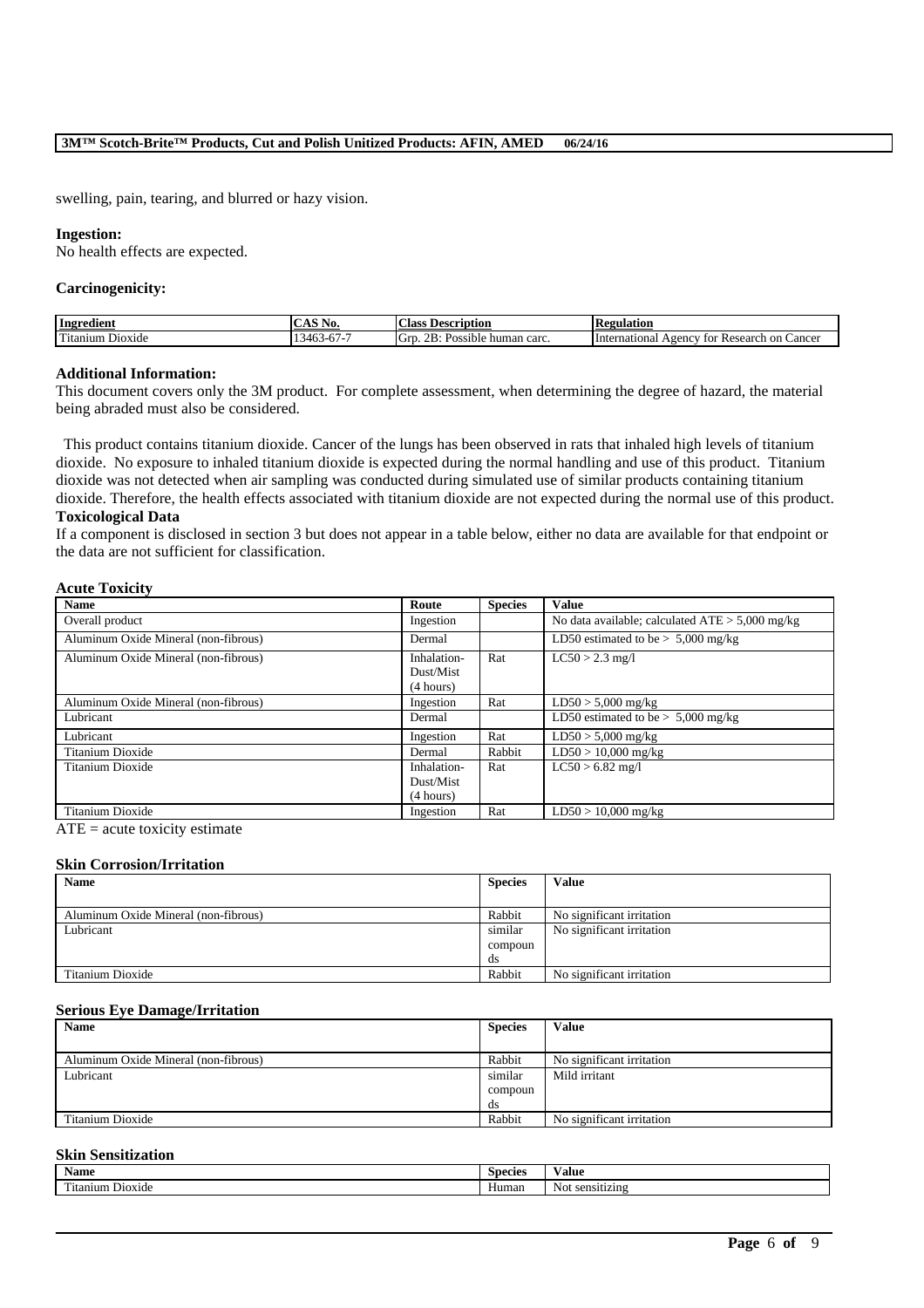swelling, pain, tearing, and blurred or hazy vision.

**Ingestion:**
No health effects are expected.

**Carcinogenicity:**

| Ingredient | CAS No. | Class Description | Regulation |
|---|---|---|---|
| Titanium Dioxide | 13463-67-7 | Grp. 2B: Possible human carc. | International Agency for Research on Cancer |

**Additional Information:**
This document covers only the 3M product. For complete assessment, when determining the degree of hazard, the material being abraded must also be considered.

This product contains titanium dioxide. Cancer of the lungs has been observed in rats that inhaled high levels of titanium dioxide. No exposure to inhaled titanium dioxide is expected during the normal handling and use of this product. Titanium dioxide was not detected when air sampling was conducted during simulated use of similar products containing titanium dioxide. Therefore, the health effects associated with titanium dioxide are not expected during the normal use of this product.

**Toxicological Data**
If a component is disclosed in section 3 but does not appear in a table below, either no data are available for that endpoint or the data are not sufficient for classification.

**Acute Toxicity**

| Name | Route | Species | Value |
|---|---|---|---|
| Overall product | Ingestion | | No data available; calculated ATE > 5,000 mg/kg |
| Aluminum Oxide Mineral (non-fibrous) | Dermal | | LD50 estimated to be > 5,000 mg/kg |
| Aluminum Oxide Mineral (non-fibrous) | Inhalation-Dust/Mist (4 hours) | Rat | LC50 > 2.3 mg/l |
| Aluminum Oxide Mineral (non-fibrous) | Ingestion | Rat | LD50 > 5,000 mg/kg |
| Lubricant | Dermal | | LD50 estimated to be > 5,000 mg/kg |
| Lubricant | Ingestion | Rat | LD50 > 5,000 mg/kg |
| Titanium Dioxide | Dermal | Rabbit | LD50 > 10,000 mg/kg |
| Titanium Dioxide | Inhalation-Dust/Mist (4 hours) | Rat | LC50 > 6.82 mg/l |
| Titanium Dioxide | Ingestion | Rat | LD50 > 10,000 mg/kg |

ATE = acute toxicity estimate

**Skin Corrosion/Irritation**

| Name | Species | Value |
|---|---|---|
| Aluminum Oxide Mineral (non-fibrous) | Rabbit | No significant irritation |
| Lubricant | similar compounds | No significant irritation |
| Titanium Dioxide | Rabbit | No significant irritation |

**Serious Eye Damage/Irritation**

| Name | Species | Value |
|---|---|---|
| Aluminum Oxide Mineral (non-fibrous) | Rabbit | No significant irritation |
| Lubricant | similar compounds | Mild irritant |
| Titanium Dioxide | Rabbit | No significant irritation |

**Skin Sensitization**

| Name | Species | Value |
|---|---|---|
| Titanium Dioxide | Human | Not sensitizing |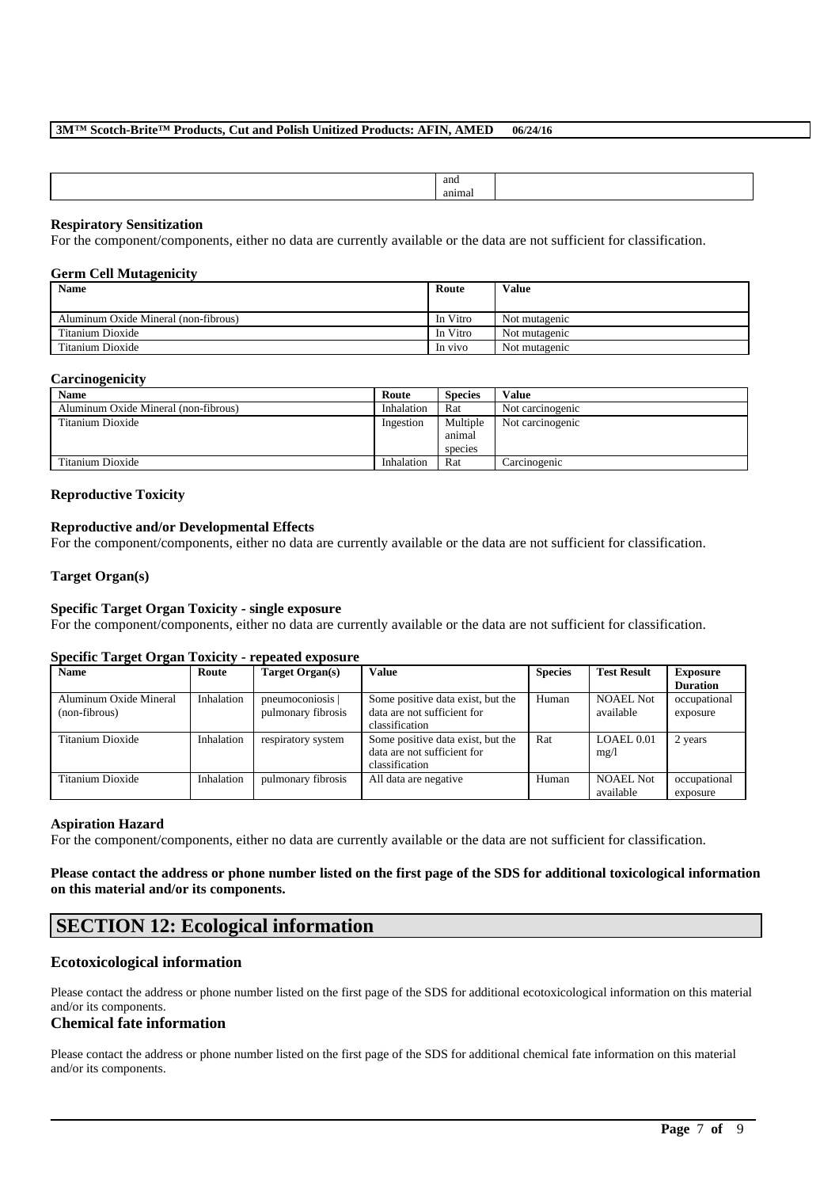| | and animal | |
|---|---|---|

**Respiratory Sensitization**

For the component/components, either no data are currently available or the data are not sufficient for classification.

**Germ Cell Mutagenicity**

| Name | Route | Value |
|---|---|---|
| Aluminum Oxide Mineral (non-fibrous) | In Vitro | Not mutagenic |
| Titanium Dioxide | In Vitro | Not mutagenic |
| Titanium Dioxide | In vivo | Not mutagenic |

**Carcinogenicity**

| Name | Route | Species | Value |
|---|---|---|---|
| Aluminum Oxide Mineral (non-fibrous) | Inhalation | Rat | Not carcinogenic |
| Titanium Dioxide | Ingestion | Multiple animal species | Not carcinogenic |
| Titanium Dioxide | Inhalation | Rat | Carcinogenic |

**Reproductive Toxicity**

**Reproductive and/or Developmental Effects**

For the component/components, either no data are currently available or the data are not sufficient for classification.

**Target Organ(s)**

**Specific Target Organ Toxicity - single exposure**

For the component/components, either no data are currently available or the data are not sufficient for classification.

**Specific Target Organ Toxicity - repeated exposure**

| Name | Route | Target Organ(s) | Value | Species | Test Result | Exposure Duration |
|---|---|---|---|---|---|---|
| Aluminum Oxide Mineral (non-fibrous) | Inhalation | pneumoconiosis \| pulmonary fibrosis | Some positive data exist, but the data are not sufficient for classification | Human | NOAEL Not available | occupational exposure |
| Titanium Dioxide | Inhalation | respiratory system | Some positive data exist, but the data are not sufficient for classification | Rat | LOAEL 0.01 mg/l | 2 years |
| Titanium Dioxide | Inhalation | pulmonary fibrosis | All data are negative | Human | NOAEL Not available | occupational exposure |

**Aspiration Hazard**

For the component/components, either no data are currently available or the data are not sufficient for classification.

**Please contact the address or phone number listed on the first page of the SDS for additional toxicological information on this material and/or its components.**

## SECTION 12: Ecological information

### Ecotoxicological information

Please contact the address or phone number listed on the first page of the SDS for additional ecotoxicological information on this material and/or its components.

### Chemical fate information

Please contact the address or phone number listed on the first page of the SDS for additional chemical fate information on this material and/or its components.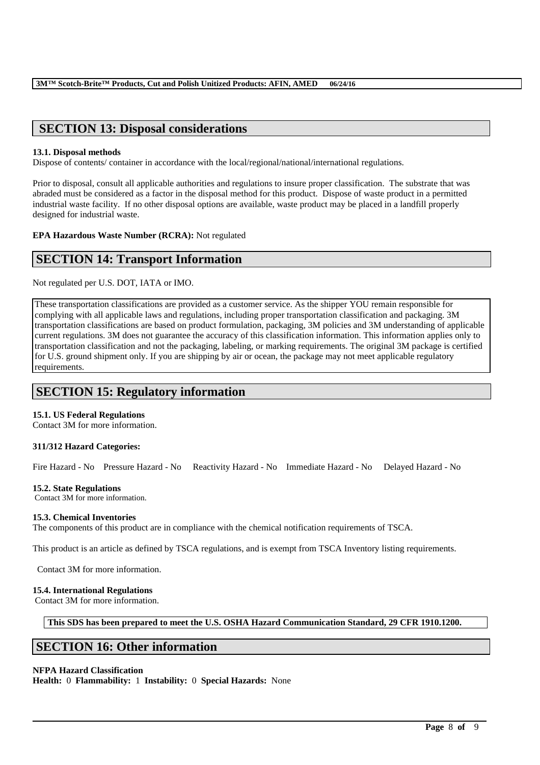## SECTION 13: Disposal considerations

**13.1. Disposal methods**

Dispose of contents/ container in accordance with the local/regional/national/international regulations.

Prior to disposal, consult all applicable authorities and regulations to insure proper classification. The substrate that was abraded must be considered as a factor in the disposal method for this product. Dispose of waste product in a permitted industrial waste facility. If no other disposal options are available, waste product may be placed in a landfill properly designed for industrial waste.

**EPA Hazardous Waste Number (RCRA):** Not regulated

## SECTION 14: Transport Information

Not regulated per U.S. DOT, IATA or IMO.

These transportation classifications are provided as a customer service. As the shipper YOU remain responsible for complying with all applicable laws and regulations, including proper transportation classification and packaging. 3M transportation classifications are based on product formulation, packaging, 3M policies and 3M understanding of applicable current regulations. 3M does not guarantee the accuracy of this classification information. This information applies only to transportation classification and not the packaging, labeling, or marking requirements. The original 3M package is certified for U.S. ground shipment only. If you are shipping by air or ocean, the package may not meet applicable regulatory requirements.

## SECTION 15: Regulatory information

**15.1. US Federal Regulations**

Contact 3M for more information.

**311/312 Hazard Categories:**

Fire Hazard - No  Pressure Hazard - No  Reactivity Hazard - No  Immediate Hazard - No  Delayed Hazard - No

**15.2. State Regulations**

Contact 3M for more information.

**15.3. Chemical Inventories**

The components of this product are in compliance with the chemical notification requirements of TSCA.

This product is an article as defined by TSCA regulations, and is exempt from TSCA Inventory listing requirements.

Contact 3M for more information.

**15.4. International Regulations**

Contact 3M for more information.

**This SDS has been prepared to meet the U.S. OSHA Hazard Communication Standard, 29 CFR 1910.1200.**

## SECTION 16: Other information

**NFPA Hazard Classification**

**Health:** 0 **Flammability:** 1 **Instability:** 0 **Special Hazards:** None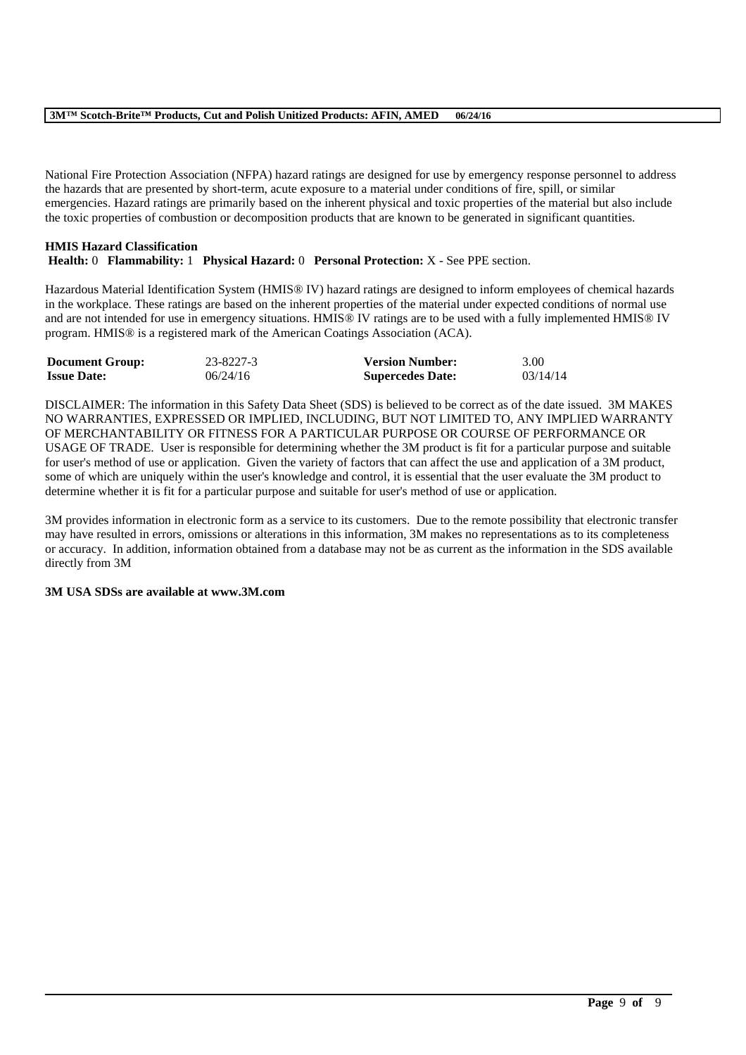National Fire Protection Association (NFPA) hazard ratings are designed for use by emergency response personnel to address the hazards that are presented by short-term, acute exposure to a material under conditions of fire, spill, or similar emergencies. Hazard ratings are primarily based on the inherent physical and toxic properties of the material but also include the toxic properties of combustion or decomposition products that are known to be generated in significant quantities.

**HMIS Hazard Classification**
**Health:** 0 **Flammability:** 1 **Physical Hazard:** 0 **Personal Protection:** X - See PPE section.

Hazardous Material Identification System (HMIS® IV) hazard ratings are designed to inform employees of chemical hazards in the workplace. These ratings are based on the inherent properties of the material under expected conditions of normal use and are not intended for use in emergency situations. HMIS® IV ratings are to be used with a fully implemented HMIS® IV program. HMIS® is a registered mark of the American Coatings Association (ACA).

| | | | |
|---|---|---|---|
| **Document Group:** | 23-8227-3 | **Version Number:** | 3.00 |
| **Issue Date:** | 06/24/16 | **Supercedes Date:** | 03/14/14 |

DISCLAIMER: The information in this Safety Data Sheet (SDS) is believed to be correct as of the date issued. 3M MAKES NO WARRANTIES, EXPRESSED OR IMPLIED, INCLUDING, BUT NOT LIMITED TO, ANY IMPLIED WARRANTY OF MERCHANTABILITY OR FITNESS FOR A PARTICULAR PURPOSE OR COURSE OF PERFORMANCE OR USAGE OF TRADE. User is responsible for determining whether the 3M product is fit for a particular purpose and suitable for user's method of use or application. Given the variety of factors that can affect the use and application of a 3M product, some of which are uniquely within the user's knowledge and control, it is essential that the user evaluate the 3M product to determine whether it is fit for a particular purpose and suitable for user's method of use or application.

3M provides information in electronic form as a service to its customers. Due to the remote possibility that electronic transfer may have resulted in errors, omissions or alterations in this information, 3M makes no representations as to its completeness or accuracy. In addition, information obtained from a database may not be as current as the information in the SDS available directly from 3M

**3M USA SDSs are available at www.3M.com**